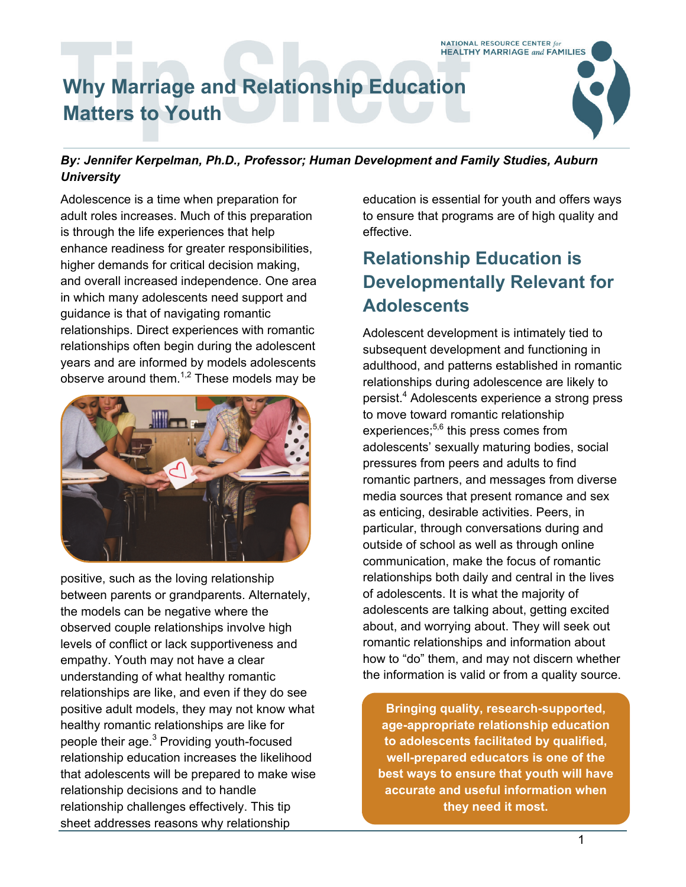# Why Marriage and Relationship Education Matters to Youth

***By: Jennifer Kerpelman, Ph.D., Professor; Human Development and Family Studies, Auburn University***

Adolescence is a time when preparation for adult roles increases. Much of this preparation is through the life experiences that help enhance readiness for greater responsibilities, higher demands for critical decision making, and overall increased independence. One area in which many adolescents need support and guidance is that of navigating romantic relationships. Direct experiences with romantic relationships often begin during the adolescent years and are informed by models adolescents observe around them.[1,2] These models may be positive, such as the loving relationship between parents or grandparents. Alternately, the models can be negative where the observed couple relationships involve high levels of conflict or lack supportiveness and empathy. Youth may not have a clear understanding of what healthy romantic relationships are like, and even if they do see positive adult models, they may not know what healthy romantic relationships are like for people their age.[3] Providing youth-focused relationship education increases the likelihood that adolescents will be prepared to make wise relationship decisions and to handle relationship challenges effectively. This tip sheet addresses reasons why relationship education is essential for youth and offers ways to ensure that programs are of high quality and effective.

## Relationship Education is Developmentally Relevant for Adolescents

Adolescent development is intimately tied to subsequent development and functioning in adulthood, and patterns established in romantic relationships during adolescence are likely to persist.[4] Adolescents experience a strong press to move toward romantic relationship experiences;[5,6] this press comes from adolescents' sexually maturing bodies, social pressures from peers and adults to find romantic partners, and messages from diverse media sources that present romance and sex as enticing, desirable activities. Peers, in particular, through conversations during and outside of school as well as through online communication, make the focus of romantic relationships both daily and central in the lives of adolescents. It is what the majority of adolescents are talking about, getting excited about, and worrying about. They will seek out romantic relationships and information about how to "do" them, and may not discern whether the information is valid or from a quality source.

**Bringing quality, research-supported, age-appropriate relationship education to adolescents facilitated by qualified, well-prepared educators is one of the best ways to ensure that youth will have accurate and useful information when they need it most.**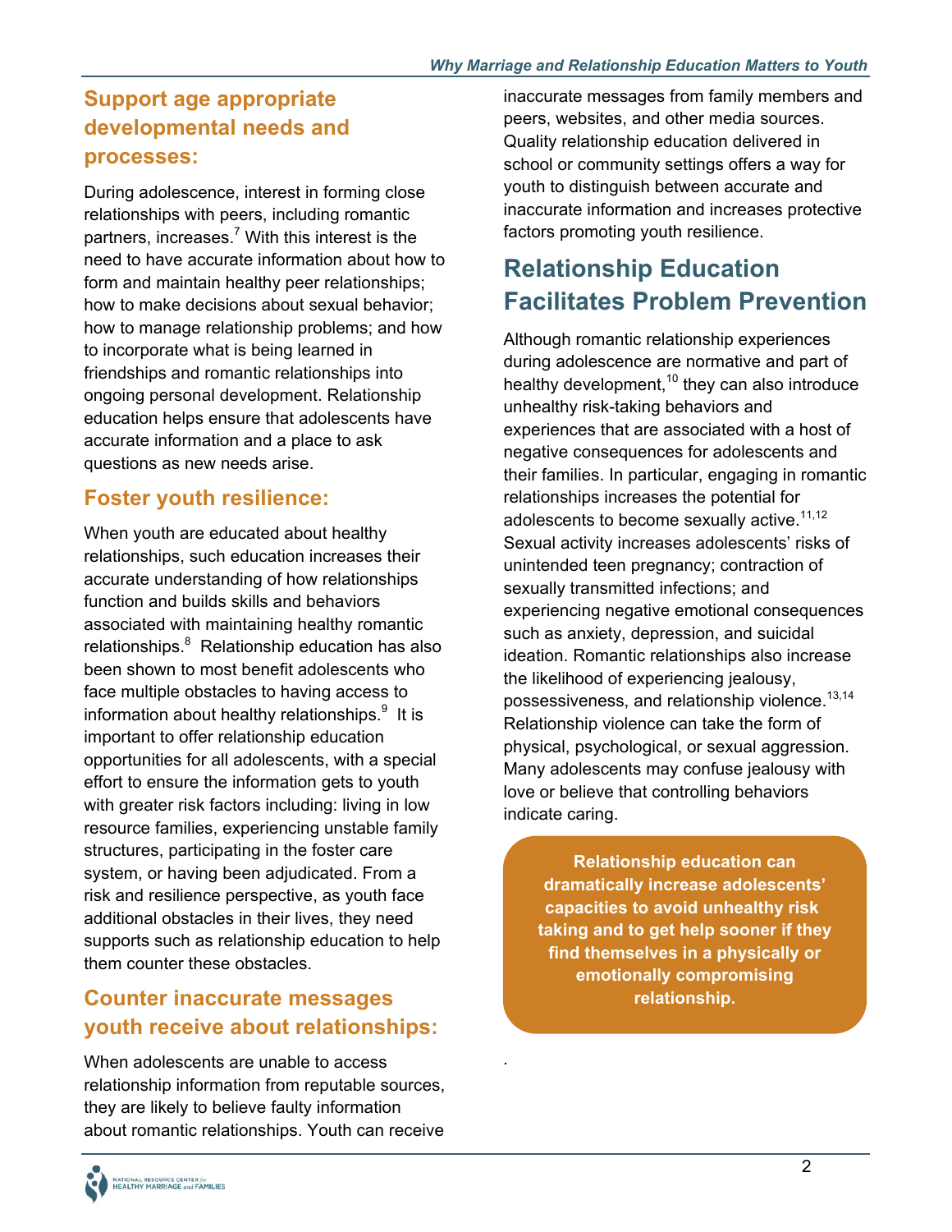### Support age appropriate developmental needs and processes:

During adolescence, interest in forming close relationships with peers, including romantic partners, increases.[7] With this interest is the need to have accurate information about how to form and maintain healthy peer relationships; how to make decisions about sexual behavior; how to manage relationship problems; and how to incorporate what is being learned in friendships and romantic relationships into ongoing personal development. Relationship education helps ensure that adolescents have accurate information and a place to ask questions as new needs arise.

### Foster youth resilience:

When youth are educated about healthy relationships, such education increases their accurate understanding of how relationships function and builds skills and behaviors associated with maintaining healthy romantic relationships.[8] Relationship education has also been shown to most benefit adolescents who face multiple obstacles to having access to information about healthy relationships.[9] It is important to offer relationship education opportunities for all adolescents, with a special effort to ensure the information gets to youth with greater risk factors including: living in low resource families, experiencing unstable family structures, participating in the foster care system, or having been adjudicated. From a risk and resilience perspective, as youth face additional obstacles in their lives, they need supports such as relationship education to help them counter these obstacles.

### Counter inaccurate messages youth receive about relationships:

When adolescents are unable to access relationship information from reputable sources, they are likely to believe faulty information about romantic relationships. Youth can receive inaccurate messages from family members and peers, websites, and other media sources. Quality relationship education delivered in school or community settings offers a way for youth to distinguish between accurate and inaccurate information and increases protective factors promoting youth resilience.

## Relationship Education Facilitates Problem Prevention

Although romantic relationship experiences during adolescence are normative and part of healthy development,[10] they can also introduce unhealthy risk-taking behaviors and experiences that are associated with a host of negative consequences for adolescents and their families. In particular, engaging in romantic relationships increases the potential for adolescents to become sexually active.[11,12] Sexual activity increases adolescents' risks of unintended teen pregnancy; contraction of sexually transmitted infections; and experiencing negative emotional consequences such as anxiety, depression, and suicidal ideation. Romantic relationships also increase the likelihood of experiencing jealousy, possessiveness, and relationship violence.[13,14] Relationship violence can take the form of physical, psychological, or sexual aggression. Many adolescents may confuse jealousy with love or believe that controlling behaviors indicate caring.

**Relationship education can dramatically increase adolescents' capacities to avoid unhealthy risk taking and to get help sooner if they find themselves in a physically or emotionally compromising relationship.**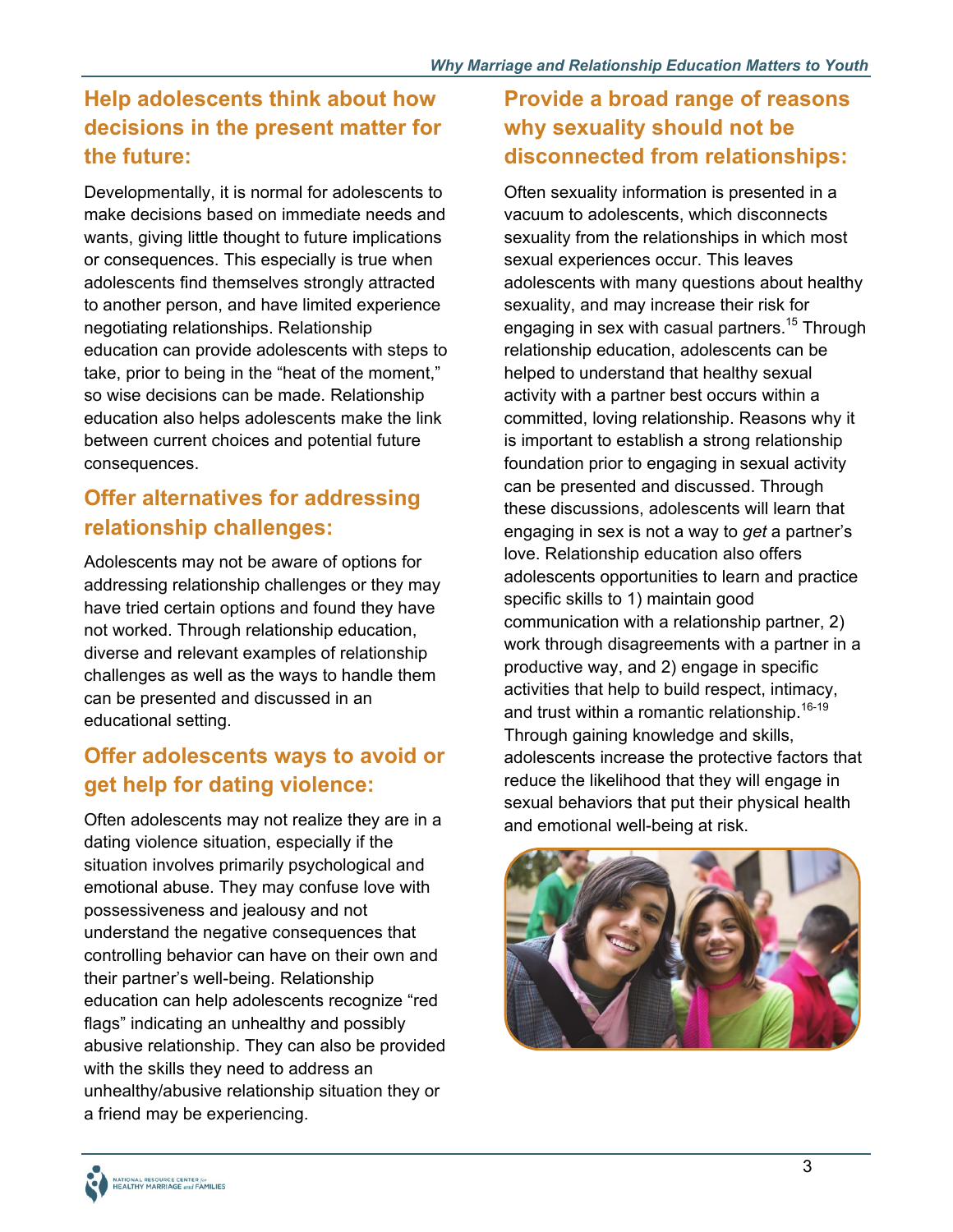## Help adolescents think about how decisions in the present matter for the future:

Developmentally, it is normal for adolescents to make decisions based on immediate needs and wants, giving little thought to future implications or consequences. This especially is true when adolescents find themselves strongly attracted to another person, and have limited experience negotiating relationships. Relationship education can provide adolescents with steps to take, prior to being in the "heat of the moment," so wise decisions can be made. Relationship education also helps adolescents make the link between current choices and potential future consequences.

## Offer alternatives for addressing relationship challenges:

Adolescents may not be aware of options for addressing relationship challenges or they may have tried certain options and found they have not worked. Through relationship education, diverse and relevant examples of relationship challenges as well as the ways to handle them can be presented and discussed in an educational setting.

## Offer adolescents ways to avoid or get help for dating violence:

Often adolescents may not realize they are in a dating violence situation, especially if the situation involves primarily psychological and emotional abuse. They may confuse love with possessiveness and jealousy and not understand the negative consequences that controlling behavior can have on their own and their partner's well-being. Relationship education can help adolescents recognize "red flags" indicating an unhealthy and possibly abusive relationship. They can also be provided with the skills they need to address an unhealthy/abusive relationship situation they or a friend may be experiencing.

## Provide a broad range of reasons why sexuality should not be disconnected from relationships:

Often sexuality information is presented in a vacuum to adolescents, which disconnects sexuality from the relationships in which most sexual experiences occur. This leaves adolescents with many questions about healthy sexuality, and may increase their risk for engaging in sex with casual partners.[15] Through relationship education, adolescents can be helped to understand that healthy sexual activity with a partner best occurs within a committed, loving relationship. Reasons why it is important to establish a strong relationship foundation prior to engaging in sexual activity can be presented and discussed. Through these discussions, adolescents will learn that engaging in sex is not a way to *get* a partner's love. Relationship education also offers adolescents opportunities to learn and practice specific skills to 1) maintain good communication with a relationship partner, 2) work through disagreements with a partner in a productive way, and 2) engage in specific activities that help to build respect, intimacy, and trust within a romantic relationship.[16-19] Through gaining knowledge and skills, adolescents increase the protective factors that reduce the likelihood that they will engage in sexual behaviors that put their physical health and emotional well-being at risk.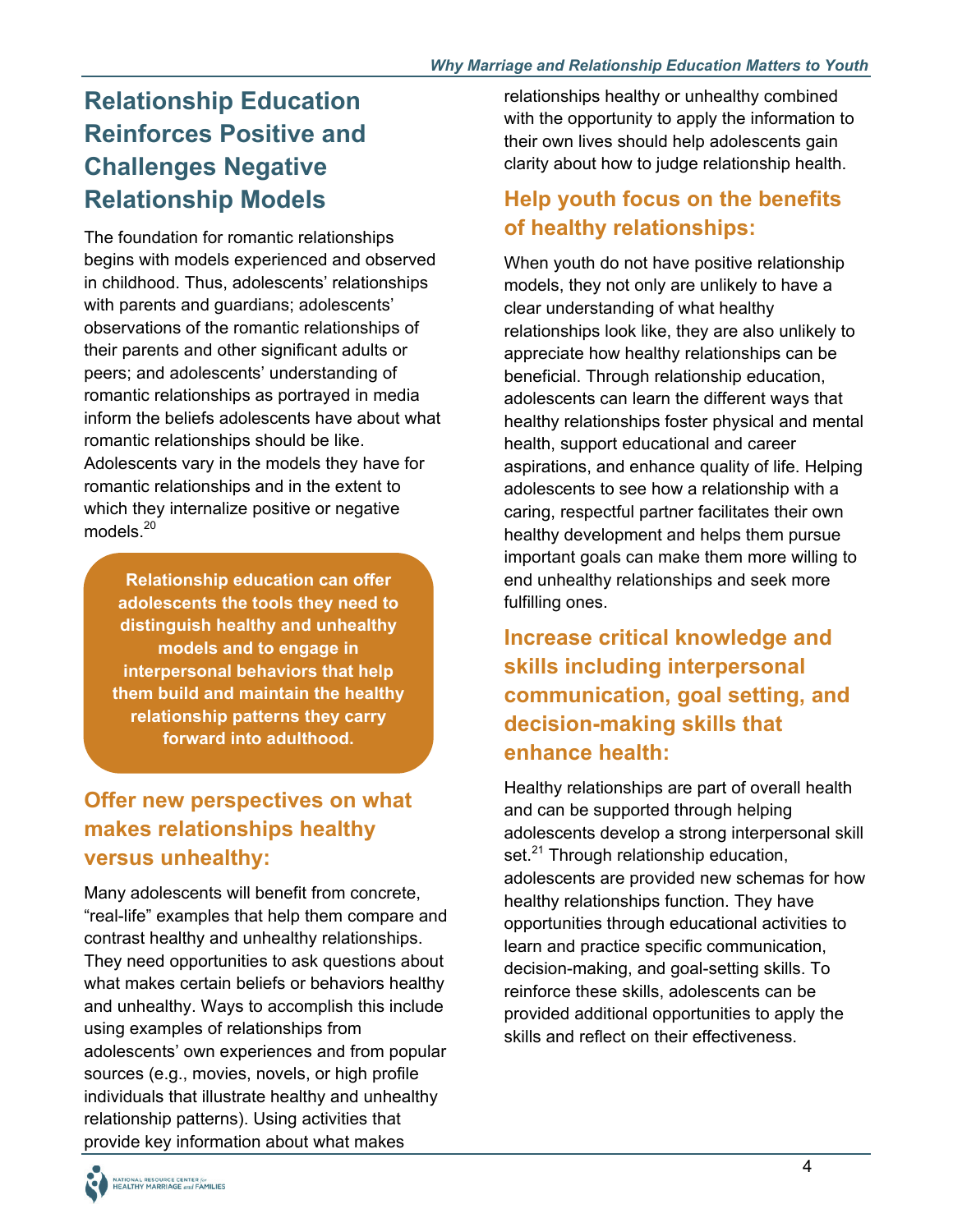## Relationship Education Reinforces Positive and Challenges Negative Relationship Models

The foundation for romantic relationships begins with models experienced and observed in childhood. Thus, adolescents' relationships with parents and guardians; adolescents' observations of the romantic relationships of their parents and other significant adults or peers; and adolescents' understanding of romantic relationships as portrayed in media inform the beliefs adolescents have about what romantic relationships should be like. Adolescents vary in the models they have for romantic relationships and in the extent to which they internalize positive or negative models.[20]

**Relationship education can offer adolescents the tools they need to distinguish healthy and unhealthy models and to engage in interpersonal behaviors that help them build and maintain the healthy relationship patterns they carry forward into adulthood.**

### Offer new perspectives on what makes relationships healthy versus unhealthy:

Many adolescents will benefit from concrete, "real-life" examples that help them compare and contrast healthy and unhealthy relationships. They need opportunities to ask questions about what makes certain beliefs or behaviors healthy and unhealthy. Ways to accomplish this include using examples of relationships from adolescents' own experiences and from popular sources (e.g., movies, novels, or high profile individuals that illustrate healthy and unhealthy relationship patterns). Using activities that provide key information about what makes relationships healthy or unhealthy combined with the opportunity to apply the information to their own lives should help adolescents gain clarity about how to judge relationship health.

### Help youth focus on the benefits of healthy relationships:

When youth do not have positive relationship models, they not only are unlikely to have a clear understanding of what healthy relationships look like, they are also unlikely to appreciate how healthy relationships can be beneficial. Through relationship education, adolescents can learn the different ways that healthy relationships foster physical and mental health, support educational and career aspirations, and enhance quality of life. Helping adolescents to see how a relationship with a caring, respectful partner facilitates their own healthy development and helps them pursue important goals can make them more willing to end unhealthy relationships and seek more fulfilling ones.

### Increase critical knowledge and skills including interpersonal communication, goal setting, and decision-making skills that enhance health:

Healthy relationships are part of overall health and can be supported through helping adolescents develop a strong interpersonal skill set.[21] Through relationship education, adolescents are provided new schemas for how healthy relationships function. They have opportunities through educational activities to learn and practice specific communication, decision-making, and goal-setting skills. To reinforce these skills, adolescents can be provided additional opportunities to apply the skills and reflect on their effectiveness.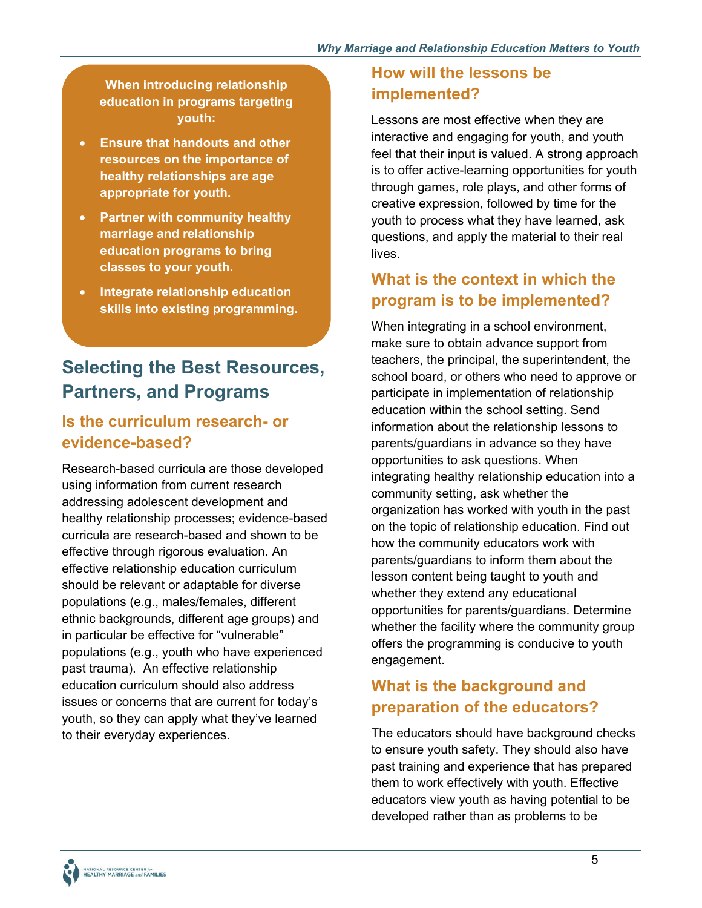**When introducing relationship education in programs targeting youth:**

- **Ensure that handouts and other resources on the importance of healthy relationships are age appropriate for youth.**
- **Partner with community healthy marriage and relationship education programs to bring classes to your youth.**
- **Integrate relationship education skills into existing programming.**

## Selecting the Best Resources, Partners, and Programs

### Is the curriculum research- or evidence-based?

Research-based curricula are those developed using information from current research addressing adolescent development and healthy relationship processes; evidence-based curricula are research-based and shown to be effective through rigorous evaluation. An effective relationship education curriculum should be relevant or adaptable for diverse populations (e.g., males/females, different ethnic backgrounds, different age groups) and in particular be effective for "vulnerable" populations (e.g., youth who have experienced past trauma). An effective relationship education curriculum should also address issues or concerns that are current for today's youth, so they can apply what they've learned to their everyday experiences.

### How will the lessons be implemented?

Lessons are most effective when they are interactive and engaging for youth, and youth feel that their input is valued. A strong approach is to offer active-learning opportunities for youth through games, role plays, and other forms of creative expression, followed by time for the youth to process what they have learned, ask questions, and apply the material to their real lives.

### What is the context in which the program is to be implemented?

When integrating in a school environment, make sure to obtain advance support from teachers, the principal, the superintendent, the school board, or others who need to approve or participate in implementation of relationship education within the school setting. Send information about the relationship lessons to parents/guardians in advance so they have opportunities to ask questions. When integrating healthy relationship education into a community setting, ask whether the organization has worked with youth in the past on the topic of relationship education. Find out how the community educators work with parents/guardians to inform them about the lesson content being taught to youth and whether they extend any educational opportunities for parents/guardians. Determine whether the facility where the community group offers the programming is conducive to youth engagement.

### What is the background and preparation of the educators?

The educators should have background checks to ensure youth safety. They should also have past training and experience that has prepared them to work effectively with youth. Effective educators view youth as having potential to be developed rather than as problems to be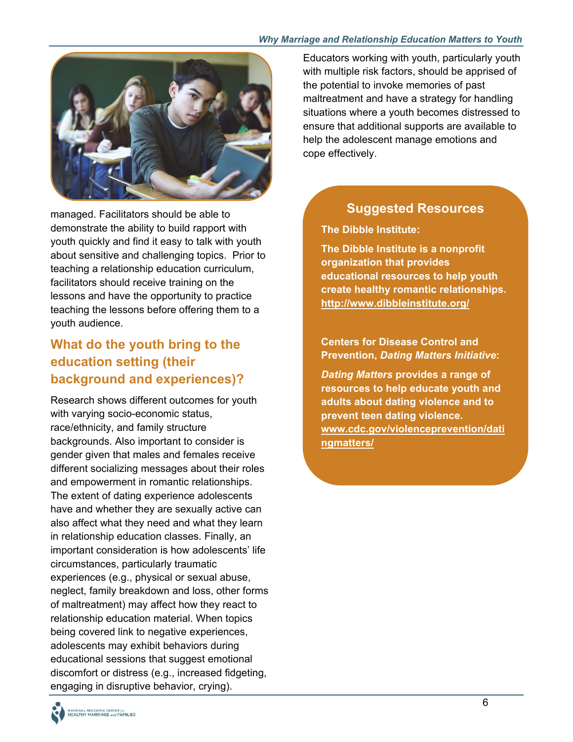managed. Facilitators should be able to demonstrate the ability to build rapport with youth quickly and find it easy to talk with youth about sensitive and challenging topics. Prior to teaching a relationship education curriculum, facilitators should receive training on the lessons and have the opportunity to practice teaching the lessons before offering them to a youth audience.

## What do the youth bring to the education setting (their background and experiences)?

Research shows different outcomes for youth with varying socio-economic status, race/ethnicity, and family structure backgrounds. Also important to consider is gender given that males and females receive different socializing messages about their roles and empowerment in romantic relationships. The extent of dating experience adolescents have and whether they are sexually active can also affect what they need and what they learn in relationship education classes. Finally, an important consideration is how adolescents' life circumstances, particularly traumatic experiences (e.g., physical or sexual abuse, neglect, family breakdown and loss, other forms of maltreatment) may affect how they react to relationship education material. When topics being covered link to negative experiences, adolescents may exhibit behaviors during educational sessions that suggest emotional discomfort or distress (e.g., increased fidgeting, engaging in disruptive behavior, crying). Educators working with youth, particularly youth with multiple risk factors, should be apprised of the potential to invoke memories of past maltreatment and have a strategy for handling situations where a youth becomes distressed to ensure that additional supports are available to help the adolescent manage emotions and cope effectively.

### Suggested Resources

**The Dibble Institute:**

**The Dibble Institute is a nonprofit organization that provides educational resources to help youth create healthy romantic relationships.** **http://www.dibbleinstitute.org/**

**Centers for Disease Control and Prevention, *Dating Matters Initiative*:**

***Dating Matters* provides a range of resources to help educate youth and adults about dating violence and to prevent teen dating violence.** **www.cdc.gov/violenceprevention/datingmatters/**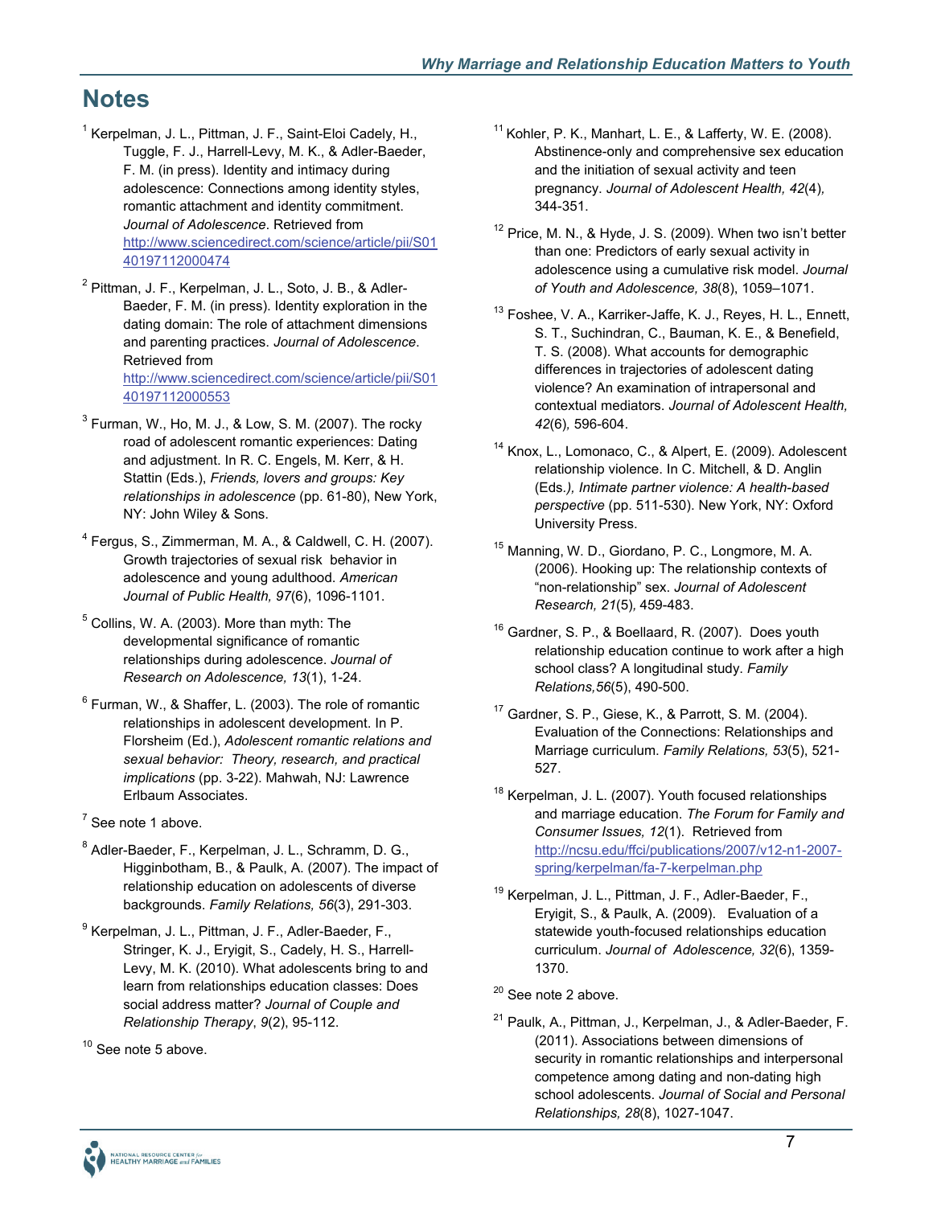# Notes

[1] Kerpelman, J. L., Pittman, J. F., Saint-Eloi Cadely, H., Tuggle, F. J., Harrell-Levy, M. K., & Adler-Baeder, F. M. (in press). Identity and intimacy during adolescence: Connections among identity styles, romantic attachment and identity commitment. *Journal of Adolescence*. Retrieved from http://www.sciencedirect.com/science/article/pii/S0140197112000474

[2] Pittman, J. F., Kerpelman, J. L., Soto, J. B., & Adler-Baeder, F. M. (in press). Identity exploration in the dating domain: The role of attachment dimensions and parenting practices. *Journal of Adolescence*. Retrieved from http://www.sciencedirect.com/science/article/pii/S0140197112000553

[3] Furman, W., Ho, M. J., & Low, S. M. (2007). The rocky road of adolescent romantic experiences: Dating and adjustment. In R. C. Engels, M. Kerr, & H. Stattin (Eds.), *Friends, lovers and groups: Key relationships in adolescence* (pp. 61-80), New York, NY: John Wiley & Sons.

[4] Fergus, S., Zimmerman, M. A., & Caldwell, C. H. (2007). Growth trajectories of sexual risk behavior in adolescence and young adulthood. *American Journal of Public Health, 97*(6), 1096-1101.

[5] Collins, W. A. (2003). More than myth: The developmental significance of romantic relationships during adolescence. *Journal of Research on Adolescence, 13*(1), 1-24.

[6] Furman, W., & Shaffer, L. (2003). The role of romantic relationships in adolescent development. In P. Florsheim (Ed.), *Adolescent romantic relations and sexual behavior: Theory, research, and practical implications* (pp. 3-22). Mahwah, NJ: Lawrence Erlbaum Associates.

[7] See note 1 above.

[8] Adler-Baeder, F., Kerpelman, J. L., Schramm, D. G., Higginbotham, B., & Paulk, A. (2007). The impact of relationship education on adolescents of diverse backgrounds. *Family Relations, 56*(3), 291-303.

[9] Kerpelman, J. L., Pittman, J. F., Adler-Baeder, F., Stringer, K. J., Eryigit, S., Cadely, H. S., Harrell-Levy, M. K. (2010). What adolescents bring to and learn from relationships education classes: Does social address matter? *Journal of Couple and Relationship Therapy*, *9*(2), 95-112.

[10] See note 5 above.

[11] Kohler, P. K., Manhart, L. E., & Lafferty, W. E. (2008). Abstinence-only and comprehensive sex education and the initiation of sexual activity and teen pregnancy. *Journal of Adolescent Health, 42*(4), 344-351.

[12] Price, M. N., & Hyde, J. S. (2009). When two isn't better than one: Predictors of early sexual activity in adolescence using a cumulative risk model. *Journal of Youth and Adolescence, 38*(8), 1059–1071.

[13] Foshee, V. A., Karriker-Jaffe, K. J., Reyes, H. L., Ennett, S. T., Suchindran, C., Bauman, K. E., & Benefield, T. S. (2008). What accounts for demographic differences in trajectories of adolescent dating violence? An examination of intrapersonal and contextual mediators. *Journal of Adolescent Health, 42*(6), 596-604.

[14] Knox, L., Lomonaco, C., & Alpert, E. (2009). Adolescent relationship violence. In C. Mitchell, & D. Anglin (Eds.*), Intimate partner violence: A health-based perspective* (pp. 511-530). New York, NY: Oxford University Press.

[15] Manning, W. D., Giordano, P. C., Longmore, M. A. (2006). Hooking up: The relationship contexts of "non-relationship" sex. *Journal of Adolescent Research, 21*(5), 459-483.

[16] Gardner, S. P., & Boellaard, R. (2007). Does youth relationship education continue to work after a high school class? A longitudinal study. *Family Relations,56*(5), 490-500.

[17] Gardner, S. P., Giese, K., & Parrott, S. M. (2004). Evaluation of the Connections: Relationships and Marriage curriculum. *Family Relations, 53*(5), 521-527.

[18] Kerpelman, J. L. (2007). Youth focused relationships and marriage education. *The Forum for Family and Consumer Issues, 12*(1). Retrieved from http://ncsu.edu/ffci/publications/2007/v12-n1-2007-spring/kerpelman/fa-7-kerpelman.php

[19] Kerpelman, J. L., Pittman, J. F., Adler-Baeder, F., Eryigit, S., & Paulk, A. (2009). Evaluation of a statewide youth-focused relationships education curriculum. *Journal of Adolescence, 32*(6), 1359-1370.

[20] See note 2 above.

[21] Paulk, A., Pittman, J., Kerpelman, J., & Adler-Baeder, F. (2011). Associations between dimensions of security in romantic relationships and interpersonal competence among dating and non-dating high school adolescents. *Journal of Social and Personal Relationships, 28*(8), 1027-1047.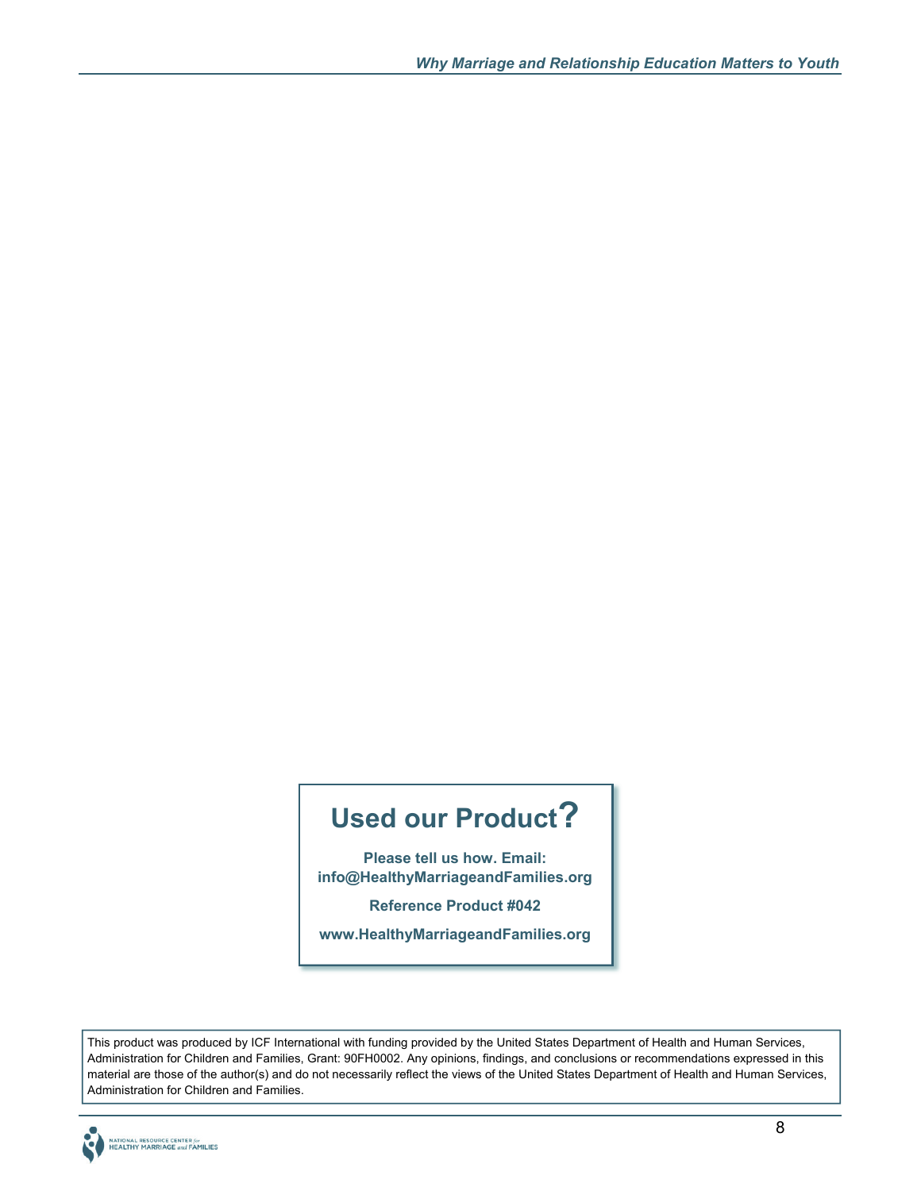## Used our Product?

**Please tell us how. Email:**
**info@HealthyMarriageandFamilies.org**

**Reference Product #042**

**www.HealthyMarriageandFamilies.org**

This product was produced by ICF International with funding provided by the United States Department of Health and Human Services, Administration for Children and Families, Grant: 90FH0002. Any opinions, findings, and conclusions or recommendations expressed in this material are those of the author(s) and do not necessarily reflect the views of the United States Department of Health and Human Services, Administration for Children and Families.